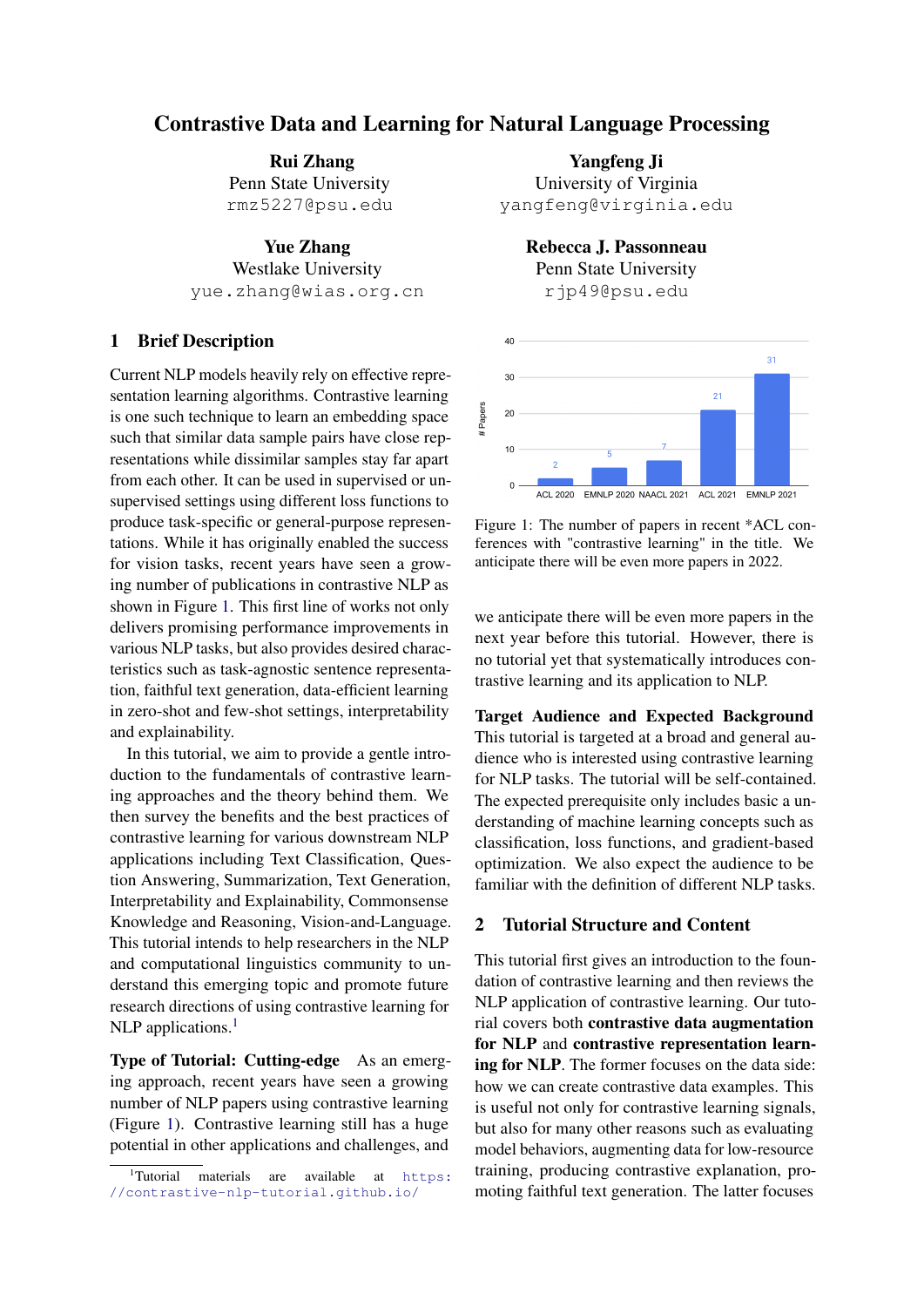# Contrastive Data and Learning for Natural Language Processing

**Rui Zhang**
Penn State University
rmz5227@psu.edu

**Yangfeng Ji**
University of Virginia
yangfeng@virginia.edu

**Yue Zhang**
Westlake University
yue.zhang@wias.org.cn

**Rebecca J. Passonneau**
Penn State University
rjp49@psu.edu

## 1 Brief Description

Current NLP models heavily rely on effective representation learning algorithms. Contrastive learning is one such technique to learn an embedding space such that similar data sample pairs have close representations while dissimilar samples stay far apart from each other. It can be used in supervised or unsupervised settings using different loss functions to produce task-specific or general-purpose representations. While it has originally enabled the success for vision tasks, recent years have seen a growing number of publications in contrastive NLP as shown in Figure 1. This first line of works not only delivers promising performance improvements in various NLP tasks, but also provides desired characteristics such as task-agnostic sentence representation, faithful text generation, data-efficient learning in zero-shot and few-shot settings, interpretability and explainability.

In this tutorial, we aim to provide a gentle introduction to the fundamentals of contrastive learning approaches and the theory behind them. We then survey the benefits and the best practices of contrastive learning for various downstream NLP applications including Text Classification, Question Answering, Summarization, Text Generation, Interpretability and Explainability, Commonsense Knowledge and Reasoning, Vision-and-Language. This tutorial intends to help researchers in the NLP and computational linguistics community to understand this emerging topic and promote future research directions of using contrastive learning for NLP applications.[1]

**Type of Tutorial: Cutting-edge** As an emerging approach, recent years have seen a growing number of NLP papers using contrastive learning (Figure 1). Contrastive learning still has a huge potential in other applications and challenges, and we anticipate there will be even more papers in the next year before this tutorial. However, there is no tutorial yet that systematically introduces contrastive learning and its application to NLP.

| | ACL 2020 | EMNLP 2020 | NAACL 2021 | ACL 2021 | EMNLP 2021 |
|---|---|---|---|---|---|
| # Papers | 2 | 5 | 7 | 21 | 31 |

Figure 1: The number of papers in recent *ACL conferences with "contrastive learning" in the title. We anticipate there will be even more papers in 2022.

**Target Audience and Expected Background** This tutorial is targeted at a broad and general audience who is interested using contrastive learning for NLP tasks. The tutorial will be self-contained. The expected prerequisite only includes basic a understanding of machine learning concepts such as classification, loss functions, and gradient-based optimization. We also expect the audience to be familiar with the definition of different NLP tasks.

## 2 Tutorial Structure and Content

This tutorial first gives an introduction to the foundation of contrastive learning and then reviews the NLP application of contrastive learning. Our tutorial covers both **contrastive data augmentation for NLP** and **contrastive representation learning for NLP**. The former focuses on the data side: how we can create contrastive data examples. This is useful not only for contrastive learning signals, but also for many other reasons such as evaluating model behaviors, augmenting data for low-resource training, producing contrastive explanation, promoting faithful text generation. The latter focuses

[1] Tutorial materials are available at https://contrastive-nlp-tutorial.github.io/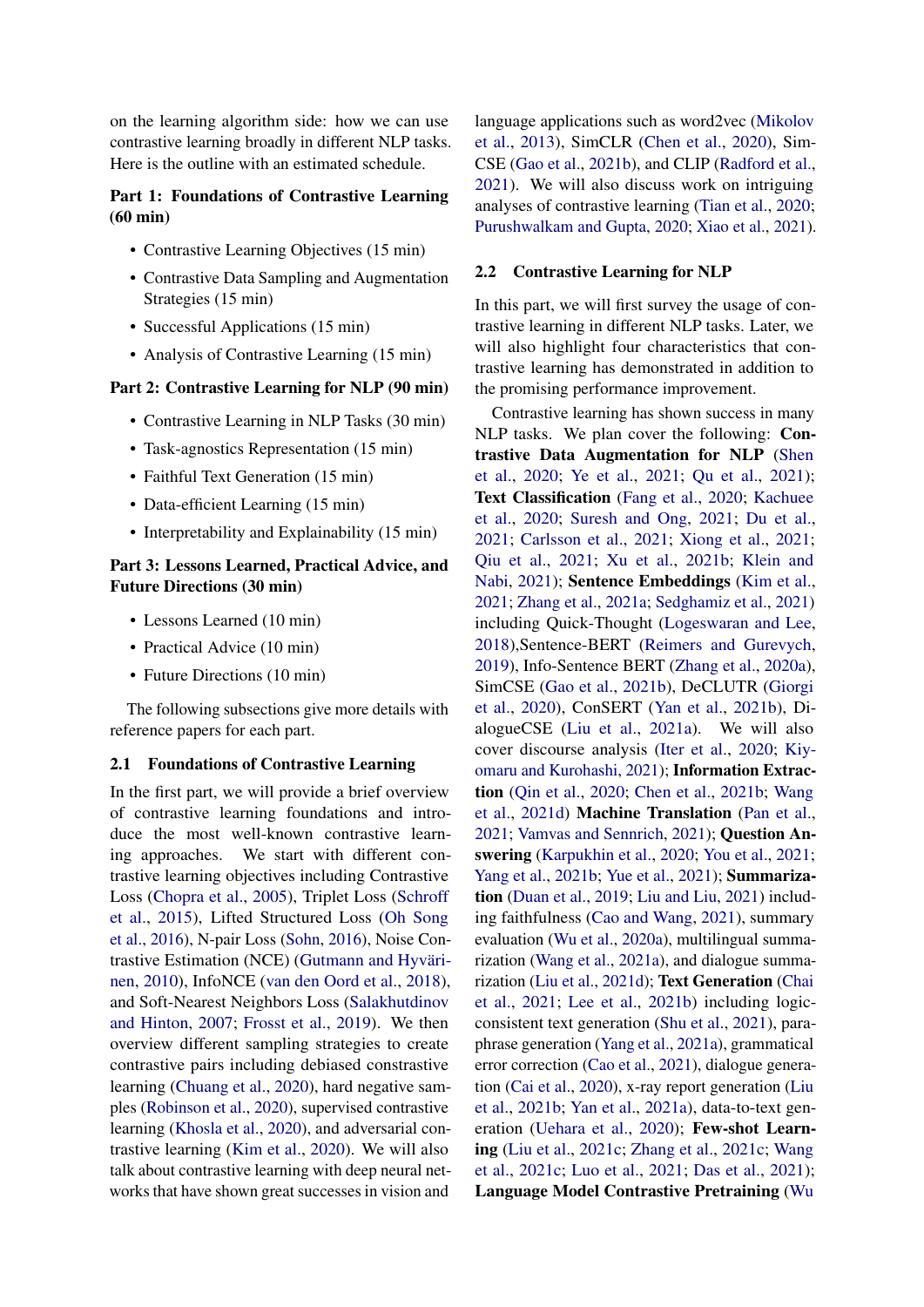on the learning algorithm side: how we can use contrastive learning broadly in different NLP tasks. Here is the outline with an estimated schedule.

**Part 1: Foundations of Contrastive Learning (60 min)**

- Contrastive Learning Objectives (15 min)
- Contrastive Data Sampling and Augmentation Strategies (15 min)
- Successful Applications (15 min)
- Analysis of Contrastive Learning (15 min)

**Part 2: Contrastive Learning for NLP (90 min)**

- Contrastive Learning in NLP Tasks (30 min)
- Task-agnostics Representation (15 min)
- Faithful Text Generation (15 min)
- Data-efficient Learning (15 min)
- Interpretability and Explainability (15 min)

**Part 3: Lessons Learned, Practical Advice, and Future Directions (30 min)**

- Lessons Learned (10 min)
- Practical Advice (10 min)
- Future Directions (10 min)

The following subsections give more details with reference papers for each part.

## 2.1 Foundations of Contrastive Learning

In the first part, we will provide a brief overview of contrastive learning foundations and introduce the most well-known contrastive learning approaches. We start with different contrastive learning objectives including Contrastive Loss (Chopra et al., 2005), Triplet Loss (Schroff et al., 2015), Lifted Structured Loss (Oh Song et al., 2016), N-pair Loss (Sohn, 2016), Noise Contrastive Estimation (NCE) (Gutmann and Hyvärinen, 2010), InfoNCE (van den Oord et al., 2018), and Soft-Nearest Neighbors Loss (Salakhutdinov and Hinton, 2007; Frosst et al., 2019). We then overview different sampling strategies to create contrastive pairs including debiased constrastive learning (Chuang et al., 2020), hard negative samples (Robinson et al., 2020), supervised contrastive learning (Khosla et al., 2020), and adversarial contrastive learning (Kim et al., 2020). We will also talk about contrastive learning with deep neural networks that have shown great successes in vision and language applications such as word2vec (Mikolov et al., 2013), SimCLR (Chen et al., 2020), SimCSE (Gao et al., 2021b), and CLIP (Radford et al., 2021). We will also discuss work on intriguing analyses of contrastive learning (Tian et al., 2020; Purushwalkam and Gupta, 2020; Xiao et al., 2021).

## 2.2 Contrastive Learning for NLP

In this part, we will first survey the usage of contrastive learning in different NLP tasks. Later, we will also highlight four characteristics that contrastive learning has demonstrated in addition to the promising performance improvement.

Contrastive learning has shown success in many NLP tasks. We plan cover the following: **Contrastive Data Augmentation for NLP** (Shen et al., 2020; Ye et al., 2021; Qu et al., 2021); **Text Classification** (Fang et al., 2020; Kachuee et al., 2020; Suresh and Ong, 2021; Du et al., 2021; Carlsson et al., 2021; Xiong et al., 2021; Qiu et al., 2021; Xu et al., 2021b; Klein and Nabi, 2021); **Sentence Embeddings** (Kim et al., 2021; Zhang et al., 2021a; Sedghamiz et al., 2021) including Quick-Thought (Logeswaran and Lee, 2018),Sentence-BERT (Reimers and Gurevych, 2019), Info-Sentence BERT (Zhang et al., 2020a), SimCSE (Gao et al., 2021b), DeCLUTR (Giorgi et al., 2020), ConSERT (Yan et al., 2021b), DialogueCSE (Liu et al., 2021a). We will also cover discourse analysis (Iter et al., 2020; Kiyomaru and Kurohashi, 2021); **Information Extraction** (Qin et al., 2020; Chen et al., 2021b; Wang et al., 2021d) **Machine Translation** (Pan et al., 2021; Vamvas and Sennrich, 2021); **Question Answering** (Karpukhin et al., 2020; You et al., 2021; Yang et al., 2021b; Yue et al., 2021); **Summarization** (Duan et al., 2019; Liu and Liu, 2021) including faithfulness (Cao and Wang, 2021), summary evaluation (Wu et al., 2020a), multilingual summarization (Wang et al., 2021a), and dialogue summarization (Liu et al., 2021d); **Text Generation** (Chai et al., 2021; Lee et al., 2021b) including logic-consistent text generation (Shu et al., 2021), paraphrase generation (Yang et al., 2021a), grammatical error correction (Cao et al., 2021), dialogue generation (Cai et al., 2020), x-ray report generation (Liu et al., 2021b; Yan et al., 2021a), data-to-text generation (Uehara et al., 2020); **Few-shot Learning** (Liu et al., 2021c; Zhang et al., 2021c; Wang et al., 2021c; Luo et al., 2021; Das et al., 2021); **Language Model Contrastive Pretraining** (Wu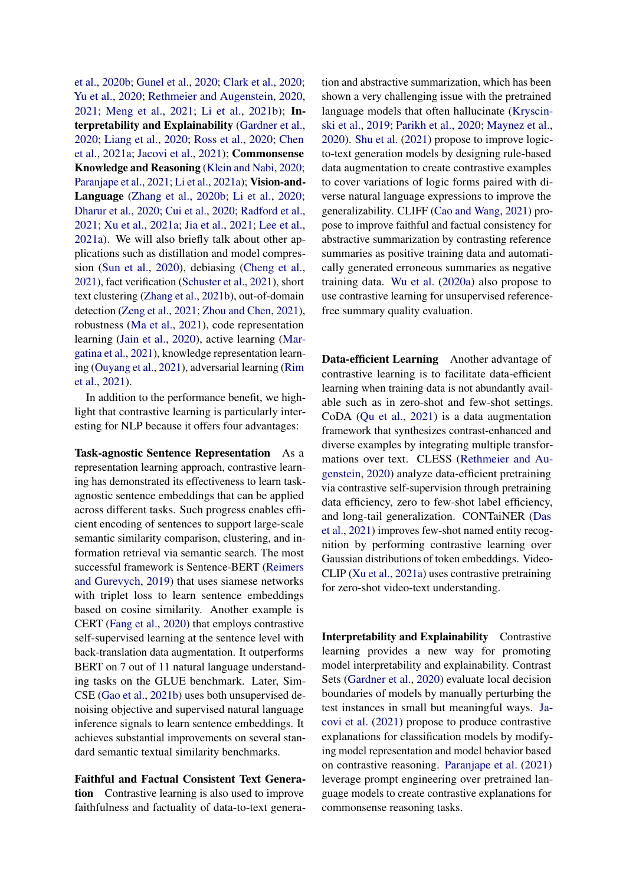et al., 2020b; Gunel et al., 2020; Clark et al., 2020; Yu et al., 2020; Rethmeier and Augenstein, 2020, 2021; Meng et al., 2021; Li et al., 2021b); **Interpretability and Explainability** (Gardner et al., 2020; Liang et al., 2020; Ross et al., 2020; Chen et al., 2021a; Jacovi et al., 2021); **Commonsense Knowledge and Reasoning** (Klein and Nabi, 2020; Paranjape et al., 2021; Li et al., 2021a); **Vision-and-Language** (Zhang et al., 2020b; Li et al., 2020; Dharur et al., 2020; Cui et al., 2020; Radford et al., 2021; Xu et al., 2021a; Jia et al., 2021; Lee et al., 2021a). We will also briefly talk about other applications such as distillation and model compression (Sun et al., 2020), debiasing (Cheng et al., 2021), fact verification (Schuster et al., 2021), short text clustering (Zhang et al., 2021b), out-of-domain detection (Zeng et al., 2021; Zhou and Chen, 2021), robustness (Ma et al., 2021), code representation learning (Jain et al., 2020), active learning (Margatina et al., 2021), knowledge representation learning (Ouyang et al., 2021), adversarial learning (Rim et al., 2021).

In addition to the performance benefit, we highlight that contrastive learning is particularly interesting for NLP because it offers four advantages:

**Task-agnostic Sentence Representation** As a representation learning approach, contrastive learning has demonstrated its effectiveness to learn task-agnostic sentence embeddings that can be applied across different tasks. Such progress enables efficient encoding of sentences to support large-scale semantic similarity comparison, clustering, and information retrieval via semantic search. The most successful framework is Sentence-BERT (Reimers and Gurevych, 2019) that uses siamese networks with triplet loss to learn sentence embeddings based on cosine similarity. Another example is CERT (Fang et al., 2020) that employs contrastive self-supervised learning at the sentence level with back-translation data augmentation. It outperforms BERT on 7 out of 11 natural language understanding tasks on the GLUE benchmark. Later, SimCSE (Gao et al., 2021b) uses both unsupervised denoising objective and supervised natural language inference signals to learn sentence embeddings. It achieves substantial improvements on several standard semantic textual similarity benchmarks.

**Faithful and Factual Consistent Text Generation** Contrastive learning is also used to improve faithfulness and factuality of data-to-text generation and abstractive summarization, which has been shown a very challenging issue with the pretrained language models that often hallucinate (Kryscinski et al., 2019; Parikh et al., 2020; Maynez et al., 2020). Shu et al. (2021) propose to improve logic-to-text generation models by designing rule-based data augmentation to create contrastive examples to cover variations of logic forms paired with diverse natural language expressions to improve the generalizability. CLIFF (Cao and Wang, 2021) propose to improve faithful and factual consistency for abstractive summarization by contrasting reference summaries as positive training data and automatically generated erroneous summaries as negative training data. Wu et al. (2020a) also propose to use contrastive learning for unsupervised reference-free summary quality evaluation.

**Data-efficient Learning** Another advantage of contrastive learning is to facilitate data-efficient learning when training data is not abundantly available such as in zero-shot and few-shot settings. CoDA (Qu et al., 2021) is a data augmentation framework that synthesizes contrast-enhanced and diverse examples by integrating multiple transformations over text. CLESS (Rethmeier and Augenstein, 2020) analyze data-efficient pretraining via contrastive self-supervision through pretraining data efficiency, zero to few-shot label efficiency, and long-tail generalization. CONTaiNER (Das et al., 2021) improves few-shot named entity recognition by performing contrastive learning over Gaussian distributions of token embeddings. VideoCLIP (Xu et al., 2021a) uses contrastive pretraining for zero-shot video-text understanding.

**Interpretability and Explainability** Contrastive learning provides a new way for promoting model interpretability and explainability. Contrast Sets (Gardner et al., 2020) evaluate local decision boundaries of models by manually perturbing the test instances in small but meaningful ways. Jacovi et al. (2021) propose to produce contrastive explanations for classification models by modifying model representation and model behavior based on contrastive reasoning. Paranjape et al. (2021) leverage prompt engineering over pretrained language models to create contrastive explanations for commonsense reasoning tasks.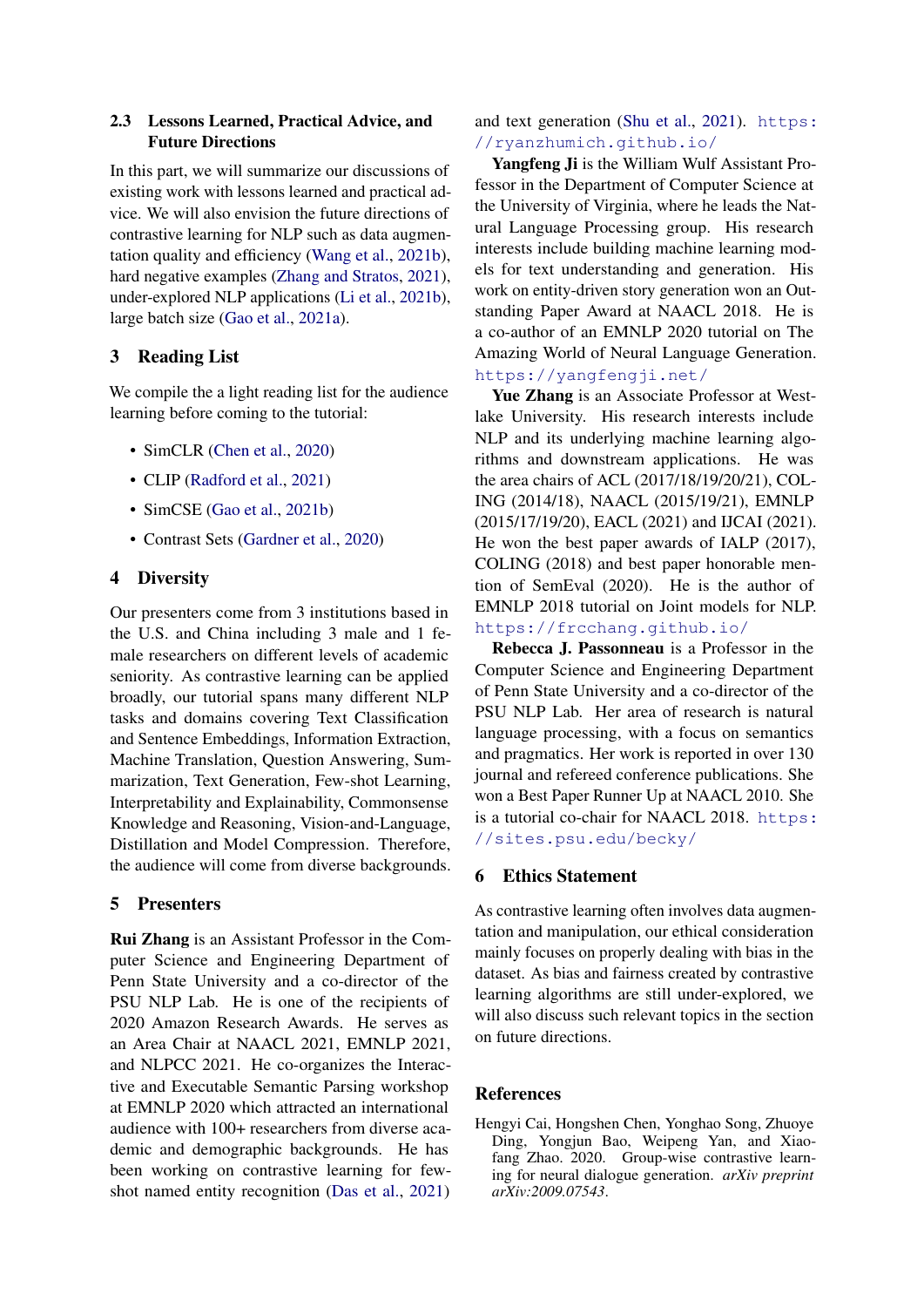### 2.3 Lessons Learned, Practical Advice, and Future Directions

In this part, we will summarize our discussions of existing work with lessons learned and practical advice. We will also envision the future directions of contrastive learning for NLP such as data augmentation quality and efficiency (Wang et al., 2021b), hard negative examples (Zhang and Stratos, 2021), under-explored NLP applications (Li et al., 2021b), large batch size (Gao et al., 2021a).

## 3 Reading List

We compile the a light reading list for the audience learning before coming to the tutorial:

- SimCLR (Chen et al., 2020)
- CLIP (Radford et al., 2021)
- SimCSE (Gao et al., 2021b)
- Contrast Sets (Gardner et al., 2020)

## 4 Diversity

Our presenters come from 3 institutions based in the U.S. and China including 3 male and 1 female researchers on different levels of academic seniority. As contrastive learning can be applied broadly, our tutorial spans many different NLP tasks and domains covering Text Classification and Sentence Embeddings, Information Extraction, Machine Translation, Question Answering, Summarization, Text Generation, Few-shot Learning, Interpretability and Explainability, Commonsense Knowledge and Reasoning, Vision-and-Language, Distillation and Model Compression. Therefore, the audience will come from diverse backgrounds.

## 5 Presenters

**Rui Zhang** is an Assistant Professor in the Computer Science and Engineering Department of Penn State University and a co-director of the PSU NLP Lab. He is one of the recipients of 2020 Amazon Research Awards. He serves as an Area Chair at NAACL 2021, EMNLP 2021, and NLPCC 2021. He co-organizes the Interactive and Executable Semantic Parsing workshop at EMNLP 2020 which attracted an international audience with 100+ researchers from diverse academic and demographic backgrounds. He has been working on contrastive learning for few-shot named entity recognition (Das et al., 2021) and text generation (Shu et al., 2021). https://ryanzhumich.github.io/

**Yangfeng Ji** is the William Wulf Assistant Professor in the Department of Computer Science at the University of Virginia, where he leads the Natural Language Processing group. His research interests include building machine learning models for text understanding and generation. His work on entity-driven story generation won an Outstanding Paper Award at NAACL 2018. He is a co-author of an EMNLP 2020 tutorial on The Amazing World of Neural Language Generation. https://yangfengji.net/

**Yue Zhang** is an Associate Professor at Westlake University. His research interests include NLP and its underlying machine learning algorithms and downstream applications. He was the area chairs of ACL (2017/18/19/20/21), COLING (2014/18), NAACL (2015/19/21), EMNLP (2015/17/19/20), EACL (2021) and IJCAI (2021). He won the best paper awards of IALP (2017), COLING (2018) and best paper honorable mention of SemEval (2020). He is the author of EMNLP 2018 tutorial on Joint models for NLP. https://frcchang.github.io/

**Rebecca J. Passonneau** is a Professor in the Computer Science and Engineering Department of Penn State University and a co-director of the PSU NLP Lab. Her area of research is natural language processing, with a focus on semantics and pragmatics. Her work is reported in over 130 journal and refereed conference publications. She won a Best Paper Runner Up at NAACL 2010. She is a tutorial co-chair for NAACL 2018. https://sites.psu.edu/becky/

## 6 Ethics Statement

As contrastive learning often involves data augmentation and manipulation, our ethical consideration mainly focuses on properly dealing with bias in the dataset. As bias and fairness created by contrastive learning algorithms are still under-explored, we will also discuss such relevant topics in the section on future directions.

## References

Hengyi Cai, Hongshen Chen, Yonghao Song, Zhuoye Ding, Yongjun Bao, Weipeng Yan, and Xiaofang Zhao. 2020. Group-wise contrastive learning for neural dialogue generation. *arXiv preprint arXiv:2009.07543*.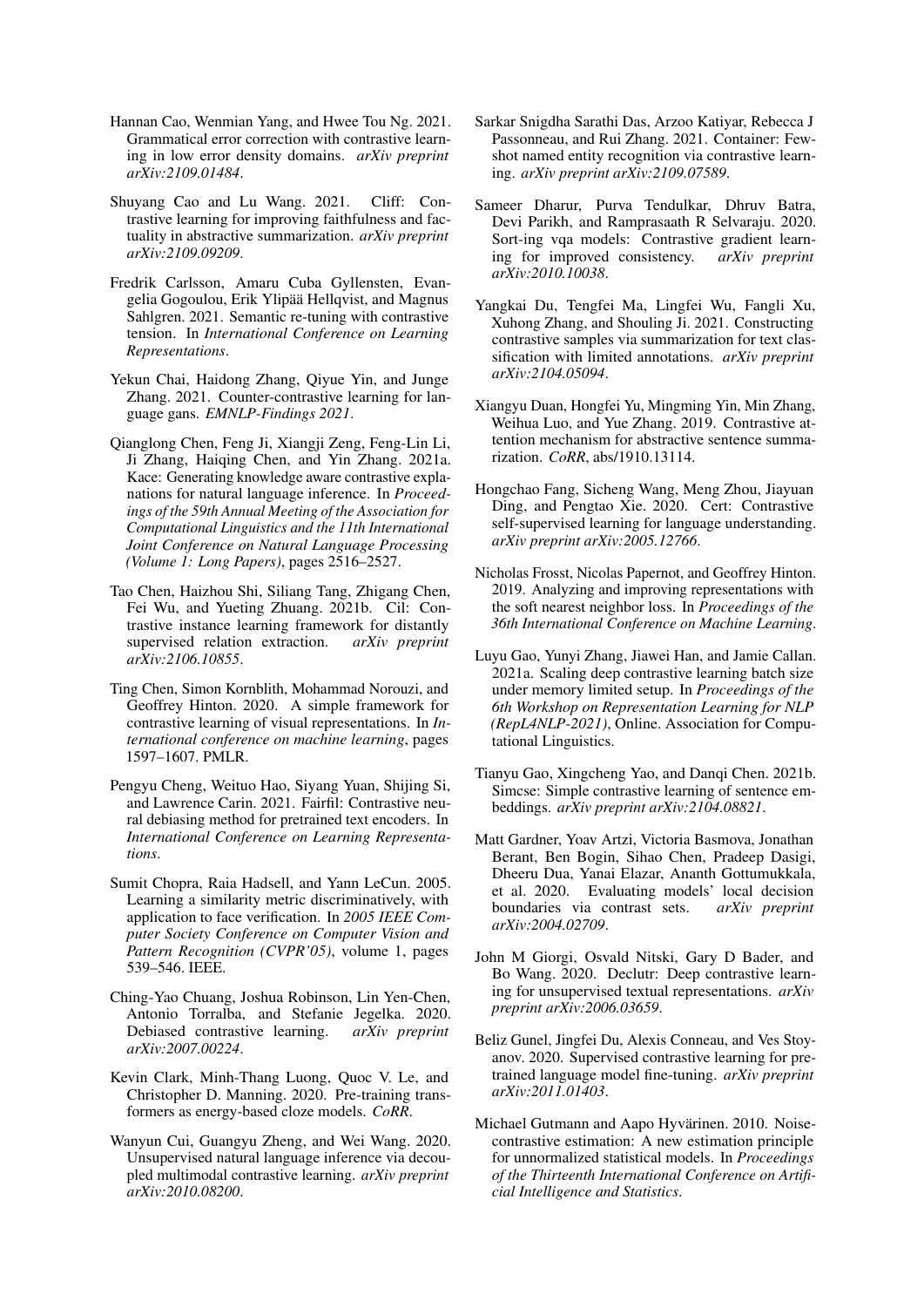Hannan Cao, Wenmian Yang, and Hwee Tou Ng. 2021. Grammatical error correction with contrastive learning in low error density domains. *arXiv preprint arXiv:2109.01484*.

Shuyang Cao and Lu Wang. 2021. Cliff: Contrastive learning for improving faithfulness and factuality in abstractive summarization. *arXiv preprint arXiv:2109.09209*.

Fredrik Carlsson, Amaru Cuba Gyllensten, Evangelia Gogoulou, Erik Ylipää Hellqvist, and Magnus Sahlgren. 2021. Semantic re-tuning with contrastive tension. In *International Conference on Learning Representations*.

Yekun Chai, Haidong Zhang, Qiyue Yin, and Junge Zhang. 2021. Counter-contrastive learning for language gans. *EMNLP-Findings 2021*.

Qianglong Chen, Feng Ji, Xiangji Zeng, Feng-Lin Li, Ji Zhang, Haiqing Chen, and Yin Zhang. 2021a. Kace: Generating knowledge aware contrastive explanations for natural language inference. In *Proceedings of the 59th Annual Meeting of the Association for Computational Linguistics and the 11th International Joint Conference on Natural Language Processing (Volume 1: Long Papers)*, pages 2516–2527.

Tao Chen, Haizhou Shi, Siliang Tang, Zhigang Chen, Fei Wu, and Yueting Zhuang. 2021b. Cil: Contrastive instance learning framework for distantly supervised relation extraction. *arXiv preprint arXiv:2106.10855*.

Ting Chen, Simon Kornblith, Mohammad Norouzi, and Geoffrey Hinton. 2020. A simple framework for contrastive learning of visual representations. In *International conference on machine learning*, pages 1597–1607. PMLR.

Pengyu Cheng, Weituo Hao, Siyang Yuan, Shijing Si, and Lawrence Carin. 2021. Fairfil: Contrastive neural debiasing method for pretrained text encoders. In *International Conference on Learning Representations*.

Sumit Chopra, Raia Hadsell, and Yann LeCun. 2005. Learning a similarity metric discriminatively, with application to face verification. In *2005 IEEE Computer Society Conference on Computer Vision and Pattern Recognition (CVPR'05)*, volume 1, pages 539–546. IEEE.

Ching-Yao Chuang, Joshua Robinson, Lin Yen-Chen, Antonio Torralba, and Stefanie Jegelka. 2020. Debiased contrastive learning. *arXiv preprint arXiv:2007.00224*.

Kevin Clark, Minh-Thang Luong, Quoc V. Le, and Christopher D. Manning. 2020. Pre-training transformers as energy-based cloze models. *CoRR*.

Wanyun Cui, Guangyu Zheng, and Wei Wang. 2020. Unsupervised natural language inference via decoupled multimodal contrastive learning. *arXiv preprint arXiv:2010.08200*.

Sarkar Snigdha Sarathi Das, Arzoo Katiyar, Rebecca J Passonneau, and Rui Zhang. 2021. Container: Few-shot named entity recognition via contrastive learning. *arXiv preprint arXiv:2109.07589*.

Sameer Dharur, Purva Tendulkar, Dhruv Batra, Devi Parikh, and Ramprasaath R Selvaraju. 2020. Sort-ing vqa models: Contrastive gradient learning for improved consistency. *arXiv preprint arXiv:2010.10038*.

Yangkai Du, Tengfei Ma, Lingfei Wu, Fangli Xu, Xuhong Zhang, and Shouling Ji. 2021. Constructing contrastive samples via summarization for text classification with limited annotations. *arXiv preprint arXiv:2104.05094*.

Xiangyu Duan, Hongfei Yu, Mingming Yin, Min Zhang, Weihua Luo, and Yue Zhang. 2019. Contrastive attention mechanism for abstractive sentence summarization. *CoRR*, abs/1910.13114.

Hongchao Fang, Sicheng Wang, Meng Zhou, Jiayuan Ding, and Pengtao Xie. 2020. Cert: Contrastive self-supervised learning for language understanding. *arXiv preprint arXiv:2005.12766*.

Nicholas Frosst, Nicolas Papernot, and Geoffrey Hinton. 2019. Analyzing and improving representations with the soft nearest neighbor loss. In *Proceedings of the 36th International Conference on Machine Learning*.

Luyu Gao, Yunyi Zhang, Jiawei Han, and Jamie Callan. 2021a. Scaling deep contrastive learning batch size under memory limited setup. In *Proceedings of the 6th Workshop on Representation Learning for NLP (RepL4NLP-2021)*, Online. Association for Computational Linguistics.

Tianyu Gao, Xingcheng Yao, and Danqi Chen. 2021b. Simcse: Simple contrastive learning of sentence embeddings. *arXiv preprint arXiv:2104.08821*.

Matt Gardner, Yoav Artzi, Victoria Basmova, Jonathan Berant, Ben Bogin, Sihao Chen, Pradeep Dasigi, Dheeru Dua, Yanai Elazar, Ananth Gottumukkala, et al. 2020. Evaluating models' local decision boundaries via contrast sets. *arXiv preprint arXiv:2004.02709*.

John M Giorgi, Osvald Nitski, Gary D Bader, and Bo Wang. 2020. Declutr: Deep contrastive learning for unsupervised textual representations. *arXiv preprint arXiv:2006.03659*.

Beliz Gunel, Jingfei Du, Alexis Conneau, and Ves Stoyanov. 2020. Supervised contrastive learning for pretrained language model fine-tuning. *arXiv preprint arXiv:2011.01403*.

Michael Gutmann and Aapo Hyvärinen. 2010. Noise-contrastive estimation: A new estimation principle for unnormalized statistical models. In *Proceedings of the Thirteenth International Conference on Artificial Intelligence and Statistics*.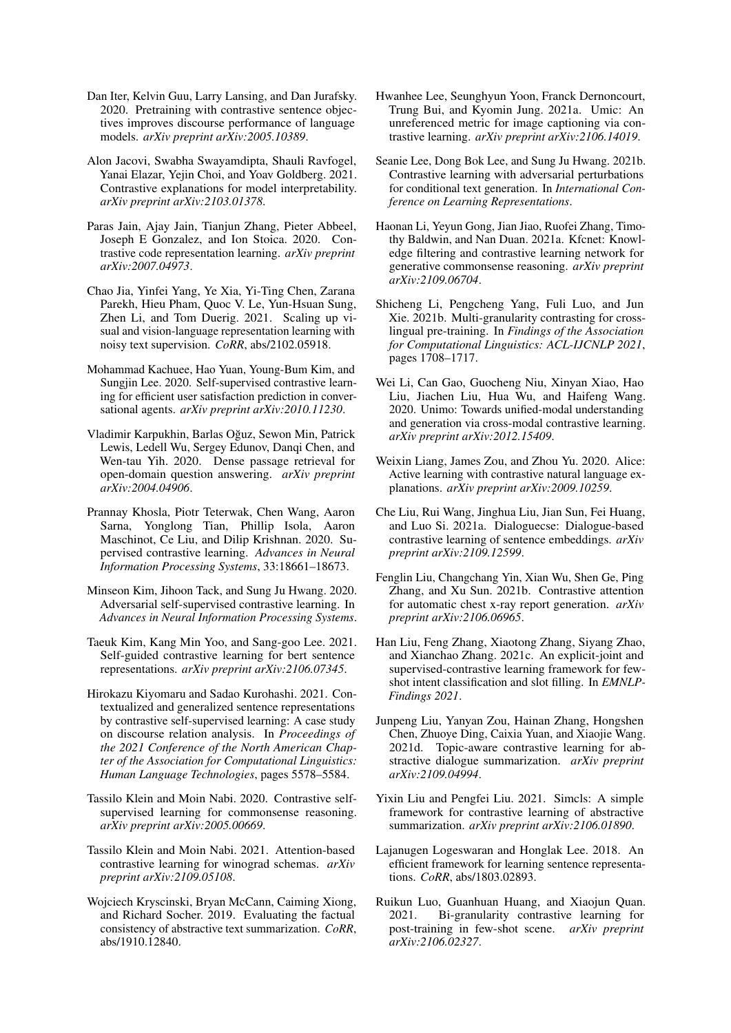Dan Iter, Kelvin Guu, Larry Lansing, and Dan Jurafsky. 2020. Pretraining with contrastive sentence objectives improves discourse performance of language models. *arXiv preprint arXiv:2005.10389*.

Alon Jacovi, Swabha Swayamdipta, Shauli Ravfogel, Yanai Elazar, Yejin Choi, and Yoav Goldberg. 2021. Contrastive explanations for model interpretability. *arXiv preprint arXiv:2103.01378*.

Paras Jain, Ajay Jain, Tianjun Zhang, Pieter Abbeel, Joseph E Gonzalez, and Ion Stoica. 2020. Contrastive code representation learning. *arXiv preprint arXiv:2007.04973*.

Chao Jia, Yinfei Yang, Ye Xia, Yi-Ting Chen, Zarana Parekh, Hieu Pham, Quoc V. Le, Yun-Hsuan Sung, Zhen Li, and Tom Duerig. 2021. Scaling up visual and vision-language representation learning with noisy text supervision. *CoRR*, abs/2102.05918.

Mohammad Kachuee, Hao Yuan, Young-Bum Kim, and Sungjin Lee. 2020. Self-supervised contrastive learning for efficient user satisfaction prediction in conversational agents. *arXiv preprint arXiv:2010.11230*.

Vladimir Karpukhin, Barlas Oğuz, Sewon Min, Patrick Lewis, Ledell Wu, Sergey Edunov, Danqi Chen, and Wen-tau Yih. 2020. Dense passage retrieval for open-domain question answering. *arXiv preprint arXiv:2004.04906*.

Prannay Khosla, Piotr Teterwak, Chen Wang, Aaron Sarna, Yonglong Tian, Phillip Isola, Aaron Maschinot, Ce Liu, and Dilip Krishnan. 2020. Supervised contrastive learning. *Advances in Neural Information Processing Systems*, 33:18661–18673.

Minseon Kim, Jihoon Tack, and Sung Ju Hwang. 2020. Adversarial self-supervised contrastive learning. In *Advances in Neural Information Processing Systems*.

Taeuk Kim, Kang Min Yoo, and Sang-goo Lee. 2021. Self-guided contrastive learning for bert sentence representations. *arXiv preprint arXiv:2106.07345*.

Hirokazu Kiyomaru and Sadao Kurohashi. 2021. Contextualized and generalized sentence representations by contrastive self-supervised learning: A case study on discourse relation analysis. In *Proceedings of the 2021 Conference of the North American Chapter of the Association for Computational Linguistics: Human Language Technologies*, pages 5578–5584.

Tassilo Klein and Moin Nabi. 2020. Contrastive self-supervised learning for commonsense reasoning. *arXiv preprint arXiv:2005.00669*.

Tassilo Klein and Moin Nabi. 2021. Attention-based contrastive learning for winograd schemas. *arXiv preprint arXiv:2109.05108*.

Wojciech Kryscinski, Bryan McCann, Caiming Xiong, and Richard Socher. 2019. Evaluating the factual consistency of abstractive text summarization. *CoRR*, abs/1910.12840.

Hwanhee Lee, Seunghyun Yoon, Franck Dernoncourt, Trung Bui, and Kyomin Jung. 2021a. Umic: An unreferenced metric for image captioning via contrastive learning. *arXiv preprint arXiv:2106.14019*.

Seanie Lee, Dong Bok Lee, and Sung Ju Hwang. 2021b. Contrastive learning with adversarial perturbations for conditional text generation. In *International Conference on Learning Representations*.

Haonan Li, Yeyun Gong, Jian Jiao, Ruofei Zhang, Timothy Baldwin, and Nan Duan. 2021a. Kfcnet: Knowledge filtering and contrastive learning network for generative commonsense reasoning. *arXiv preprint arXiv:2109.06704*.

Shicheng Li, Pengcheng Yang, Fuli Luo, and Jun Xie. 2021b. Multi-granularity contrasting for cross-lingual pre-training. In *Findings of the Association for Computational Linguistics: ACL-IJCNLP 2021*, pages 1708–1717.

Wei Li, Can Gao, Guocheng Niu, Xinyan Xiao, Hao Liu, Jiachen Liu, Hua Wu, and Haifeng Wang. 2020. Unimo: Towards unified-modal understanding and generation via cross-modal contrastive learning. *arXiv preprint arXiv:2012.15409*.

Weixin Liang, James Zou, and Zhou Yu. 2020. Alice: Active learning with contrastive natural language explanations. *arXiv preprint arXiv:2009.10259*.

Che Liu, Rui Wang, Jinghua Liu, Jian Sun, Fei Huang, and Luo Si. 2021a. Dialoguecse: Dialogue-based contrastive learning of sentence embeddings. *arXiv preprint arXiv:2109.12599*.

Fenglin Liu, Changchang Yin, Xian Wu, Shen Ge, Ping Zhang, and Xu Sun. 2021b. Contrastive attention for automatic chest x-ray report generation. *arXiv preprint arXiv:2106.06965*.

Han Liu, Feng Zhang, Xiaotong Zhang, Siyang Zhao, and Xianchao Zhang. 2021c. An explicit-joint and supervised-contrastive learning framework for few-shot intent classification and slot filling. In *EMNLP-Findings 2021*.

Junpeng Liu, Yanyan Zou, Hainan Zhang, Hongshen Chen, Zhuoye Ding, Caixia Yuan, and Xiaojie Wang. 2021d. Topic-aware contrastive learning for abstractive dialogue summarization. *arXiv preprint arXiv:2109.04994*.

Yixin Liu and Pengfei Liu. 2021. Simcls: A simple framework for contrastive learning of abstractive summarization. *arXiv preprint arXiv:2106.01890*.

Lajanugen Logeswaran and Honglak Lee. 2018. An efficient framework for learning sentence representations. *CoRR*, abs/1803.02893.

Ruikun Luo, Guanhuan Huang, and Xiaojun Quan. 2021. Bi-granularity contrastive learning for post-training in few-shot scene. *arXiv preprint arXiv:2106.02327*.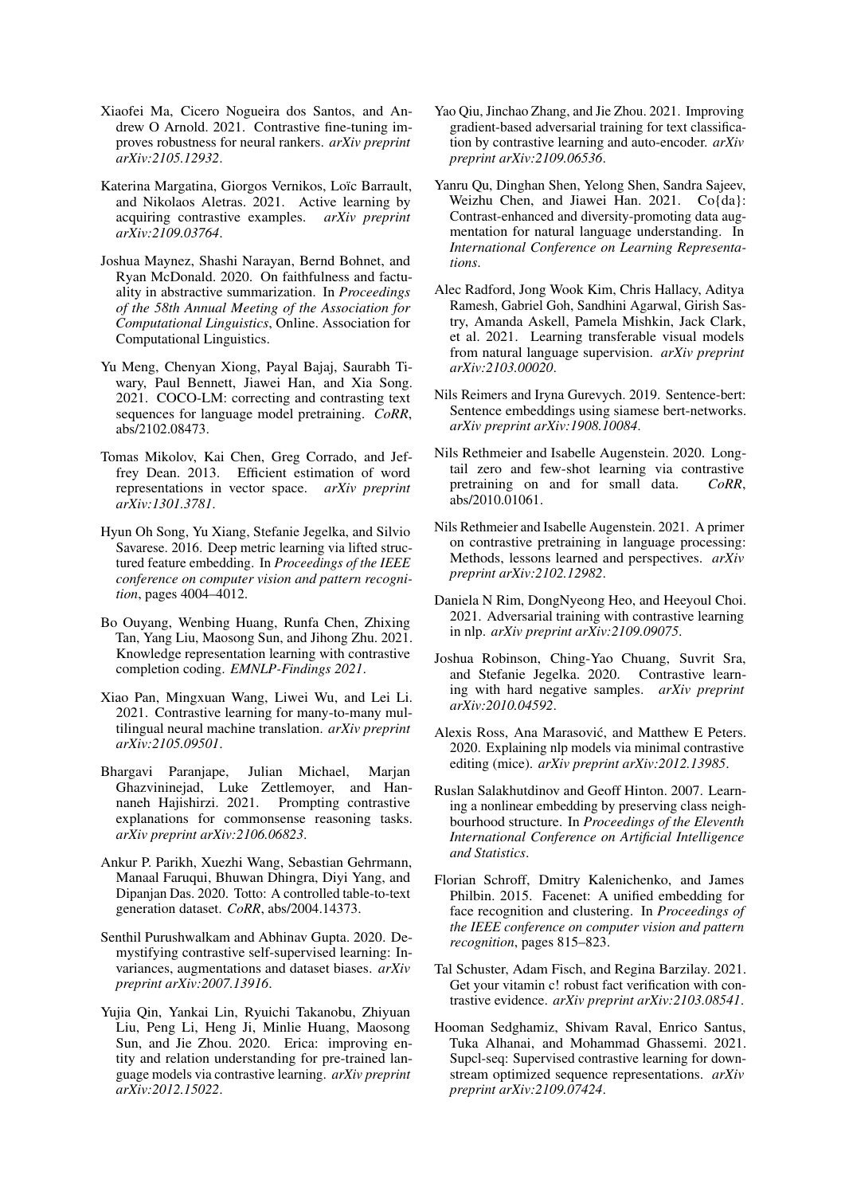Xiaofei Ma, Cicero Nogueira dos Santos, and Andrew O Arnold. 2021. Contrastive fine-tuning improves robustness for neural rankers. *arXiv preprint arXiv:2105.12932*.

Katerina Margatina, Giorgos Vernikos, Loïc Barrault, and Nikolaos Aletras. 2021. Active learning by acquiring contrastive examples. *arXiv preprint arXiv:2109.03764*.

Joshua Maynez, Shashi Narayan, Bernd Bohnet, and Ryan McDonald. 2020. On faithfulness and factuality in abstractive summarization. In *Proceedings of the 58th Annual Meeting of the Association for Computational Linguistics*, Online. Association for Computational Linguistics.

Yu Meng, Chenyan Xiong, Payal Bajaj, Saurabh Tiwary, Paul Bennett, Jiawei Han, and Xia Song. 2021. COCO-LM: correcting and contrasting text sequences for language model pretraining. *CoRR*, abs/2102.08473.

Tomas Mikolov, Kai Chen, Greg Corrado, and Jeffrey Dean. 2013. Efficient estimation of word representations in vector space. *arXiv preprint arXiv:1301.3781*.

Hyun Oh Song, Yu Xiang, Stefanie Jegelka, and Silvio Savarese. 2016. Deep metric learning via lifted structured feature embedding. In *Proceedings of the IEEE conference on computer vision and pattern recognition*, pages 4004–4012.

Bo Ouyang, Wenbing Huang, Runfa Chen, Zhixing Tan, Yang Liu, Maosong Sun, and Jihong Zhu. 2021. Knowledge representation learning with contrastive completion coding. *EMNLP-Findings 2021*.

Xiao Pan, Mingxuan Wang, Liwei Wu, and Lei Li. 2021. Contrastive learning for many-to-many multilingual neural machine translation. *arXiv preprint arXiv:2105.09501*.

Bhargavi Paranjape, Julian Michael, Marjan Ghazvininejad, Luke Zettlemoyer, and Hannaneh Hajishirzi. 2021. Prompting contrastive explanations for commonsense reasoning tasks. *arXiv preprint arXiv:2106.06823*.

Ankur P. Parikh, Xuezhi Wang, Sebastian Gehrmann, Manaal Faruqui, Bhuwan Dhingra, Diyi Yang, and Dipanjan Das. 2020. Totto: A controlled table-to-text generation dataset. *CoRR*, abs/2004.14373.

Senthil Purushwalkam and Abhinav Gupta. 2020. Demystifying contrastive self-supervised learning: Invariances, augmentations and dataset biases. *arXiv preprint arXiv:2007.13916*.

Yujia Qin, Yankai Lin, Ryuichi Takanobu, Zhiyuan Liu, Peng Li, Heng Ji, Minlie Huang, Maosong Sun, and Jie Zhou. 2020. Erica: improving entity and relation understanding for pre-trained language models via contrastive learning. *arXiv preprint arXiv:2012.15022*.

Yao Qiu, Jinchao Zhang, and Jie Zhou. 2021. Improving gradient-based adversarial training for text classification by contrastive learning and auto-encoder. *arXiv preprint arXiv:2109.06536*.

Yanru Qu, Dinghan Shen, Yelong Shen, Sandra Sajeev, Weizhu Chen, and Jiawei Han. 2021. Co{da}: Contrast-enhanced and diversity-promoting data augmentation for natural language understanding. In *International Conference on Learning Representations*.

Alec Radford, Jong Wook Kim, Chris Hallacy, Aditya Ramesh, Gabriel Goh, Sandhini Agarwal, Girish Sastry, Amanda Askell, Pamela Mishkin, Jack Clark, et al. 2021. Learning transferable visual models from natural language supervision. *arXiv preprint arXiv:2103.00020*.

Nils Reimers and Iryna Gurevych. 2019. Sentence-bert: Sentence embeddings using siamese bert-networks. *arXiv preprint arXiv:1908.10084*.

Nils Rethmeier and Isabelle Augenstein. 2020. Long-tail zero and few-shot learning via contrastive pretraining on and for small data. *CoRR*, abs/2010.01061.

Nils Rethmeier and Isabelle Augenstein. 2021. A primer on contrastive pretraining in language processing: Methods, lessons learned and perspectives. *arXiv preprint arXiv:2102.12982*.

Daniela N Rim, DongNyeong Heo, and Heeyoul Choi. 2021. Adversarial training with contrastive learning in nlp. *arXiv preprint arXiv:2109.09075*.

Joshua Robinson, Ching-Yao Chuang, Suvrit Sra, and Stefanie Jegelka. 2020. Contrastive learning with hard negative samples. *arXiv preprint arXiv:2010.04592*.

Alexis Ross, Ana Marasović, and Matthew E Peters. 2020. Explaining nlp models via minimal contrastive editing (mice). *arXiv preprint arXiv:2012.13985*.

Ruslan Salakhutdinov and Geoff Hinton. 2007. Learning a nonlinear embedding by preserving class neighbourhood structure. In *Proceedings of the Eleventh International Conference on Artificial Intelligence and Statistics*.

Florian Schroff, Dmitry Kalenichenko, and James Philbin. 2015. Facenet: A unified embedding for face recognition and clustering. In *Proceedings of the IEEE conference on computer vision and pattern recognition*, pages 815–823.

Tal Schuster, Adam Fisch, and Regina Barzilay. 2021. Get your vitamin c! robust fact verification with contrastive evidence. *arXiv preprint arXiv:2103.08541*.

Hooman Sedghamiz, Shivam Raval, Enrico Santus, Tuka Alhanai, and Mohammad Ghassemi. 2021. Supcl-seq: Supervised contrastive learning for downstream optimized sequence representations. *arXiv preprint arXiv:2109.07424*.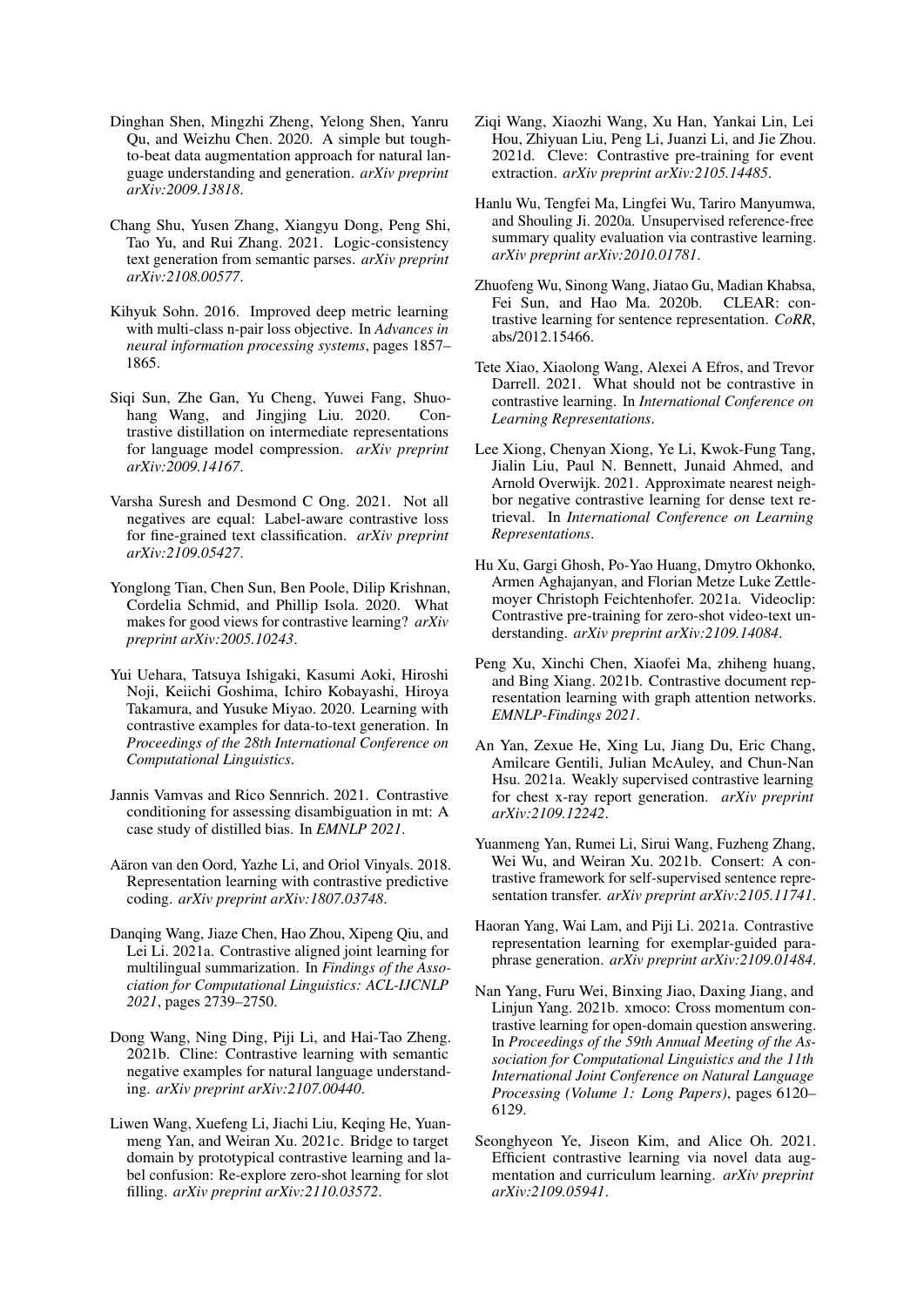Dinghan Shen, Mingzhi Zheng, Yelong Shen, Yanru Qu, and Weizhu Chen. 2020. A simple but tough-to-beat data augmentation approach for natural language understanding and generation. *arXiv preprint arXiv:2009.13818*.

Chang Shu, Yusen Zhang, Xiangyu Dong, Peng Shi, Tao Yu, and Rui Zhang. 2021. Logic-consistency text generation from semantic parses. *arXiv preprint arXiv:2108.00577*.

Kihyuk Sohn. 2016. Improved deep metric learning with multi-class n-pair loss objective. In *Advances in neural information processing systems*, pages 1857–1865.

Siqi Sun, Zhe Gan, Yu Cheng, Yuwei Fang, Shuohang Wang, and Jingjing Liu. 2020. Contrastive distillation on intermediate representations for language model compression. *arXiv preprint arXiv:2009.14167*.

Varsha Suresh and Desmond C Ong. 2021. Not all negatives are equal: Label-aware contrastive loss for fine-grained text classification. *arXiv preprint arXiv:2109.05427*.

Yonglong Tian, Chen Sun, Ben Poole, Dilip Krishnan, Cordelia Schmid, and Phillip Isola. 2020. What makes for good views for contrastive learning? *arXiv preprint arXiv:2005.10243*.

Yui Uehara, Tatsuya Ishigaki, Kasumi Aoki, Hiroshi Noji, Keiichi Goshima, Ichiro Kobayashi, Hiroya Takamura, and Yusuke Miyao. 2020. Learning with contrastive examples for data-to-text generation. In *Proceedings of the 28th International Conference on Computational Linguistics*.

Jannis Vamvas and Rico Sennrich. 2021. Contrastive conditioning for assessing disambiguation in mt: A case study of distilled bias. In *EMNLP 2021*.

Aäron van den Oord, Yazhe Li, and Oriol Vinyals. 2018. Representation learning with contrastive predictive coding. *arXiv preprint arXiv:1807.03748*.

Danqing Wang, Jiaze Chen, Hao Zhou, Xipeng Qiu, and Lei Li. 2021a. Contrastive aligned joint learning for multilingual summarization. In *Findings of the Association for Computational Linguistics: ACL-IJCNLP 2021*, pages 2739–2750.

Dong Wang, Ning Ding, Piji Li, and Hai-Tao Zheng. 2021b. Cline: Contrastive learning with semantic negative examples for natural language understanding. *arXiv preprint arXiv:2107.00440*.

Liwen Wang, Xuefeng Li, Jiachi Liu, Keqing He, Yuanmeng Yan, and Weiran Xu. 2021c. Bridge to target domain by prototypical contrastive learning and label confusion: Re-explore zero-shot learning for slot filling. *arXiv preprint arXiv:2110.03572*.

Ziqi Wang, Xiaozhi Wang, Xu Han, Yankai Lin, Lei Hou, Zhiyuan Liu, Peng Li, Juanzi Li, and Jie Zhou. 2021d. Cleve: Contrastive pre-training for event extraction. *arXiv preprint arXiv:2105.14485*.

Hanlu Wu, Tengfei Ma, Lingfei Wu, Tariro Manyumwa, and Shouling Ji. 2020a. Unsupervised reference-free summary quality evaluation via contrastive learning. *arXiv preprint arXiv:2010.01781*.

Zhuofeng Wu, Sinong Wang, Jiatao Gu, Madian Khabsa, Fei Sun, and Hao Ma. 2020b. CLEAR: contrastive learning for sentence representation. *CoRR*, abs/2012.15466.

Tete Xiao, Xiaolong Wang, Alexei A Efros, and Trevor Darrell. 2021. What should not be contrastive in contrastive learning. In *International Conference on Learning Representations*.

Lee Xiong, Chenyan Xiong, Ye Li, Kwok-Fung Tang, Jialin Liu, Paul N. Bennett, Junaid Ahmed, and Arnold Overwijk. 2021. Approximate nearest neighbor negative contrastive learning for dense text retrieval. In *International Conference on Learning Representations*.

Hu Xu, Gargi Ghosh, Po-Yao Huang, Dmytro Okhonko, Armen Aghajanyan, and Florian Metze Luke Zettlemoyer Christoph Feichtenhofer. 2021a. Videoclip: Contrastive pre-training for zero-shot video-text understanding. *arXiv preprint arXiv:2109.14084*.

Peng Xu, Xinchi Chen, Xiaofei Ma, zhiheng huang, and Bing Xiang. 2021b. Contrastive document representation learning with graph attention networks. *EMNLP-Findings 2021*.

An Yan, Zexue He, Xing Lu, Jiang Du, Eric Chang, Amilcare Gentili, Julian McAuley, and Chun-Nan Hsu. 2021a. Weakly supervised contrastive learning for chest x-ray report generation. *arXiv preprint arXiv:2109.12242*.

Yuanmeng Yan, Rumei Li, Sirui Wang, Fuzheng Zhang, Wei Wu, and Weiran Xu. 2021b. Consert: A contrastive framework for self-supervised sentence representation transfer. *arXiv preprint arXiv:2105.11741*.

Haoran Yang, Wai Lam, and Piji Li. 2021a. Contrastive representation learning for exemplar-guided paraphrase generation. *arXiv preprint arXiv:2109.01484*.

Nan Yang, Furu Wei, Binxing Jiao, Daxing Jiang, and Linjun Yang. 2021b. xmoco: Cross momentum contrastive learning for open-domain question answering. In *Proceedings of the 59th Annual Meeting of the Association for Computational Linguistics and the 11th International Joint Conference on Natural Language Processing (Volume 1: Long Papers)*, pages 6120–6129.

Seonghyeon Ye, Jiseon Kim, and Alice Oh. 2021. Efficient contrastive learning via novel data augmentation and curriculum learning. *arXiv preprint arXiv:2109.05941*.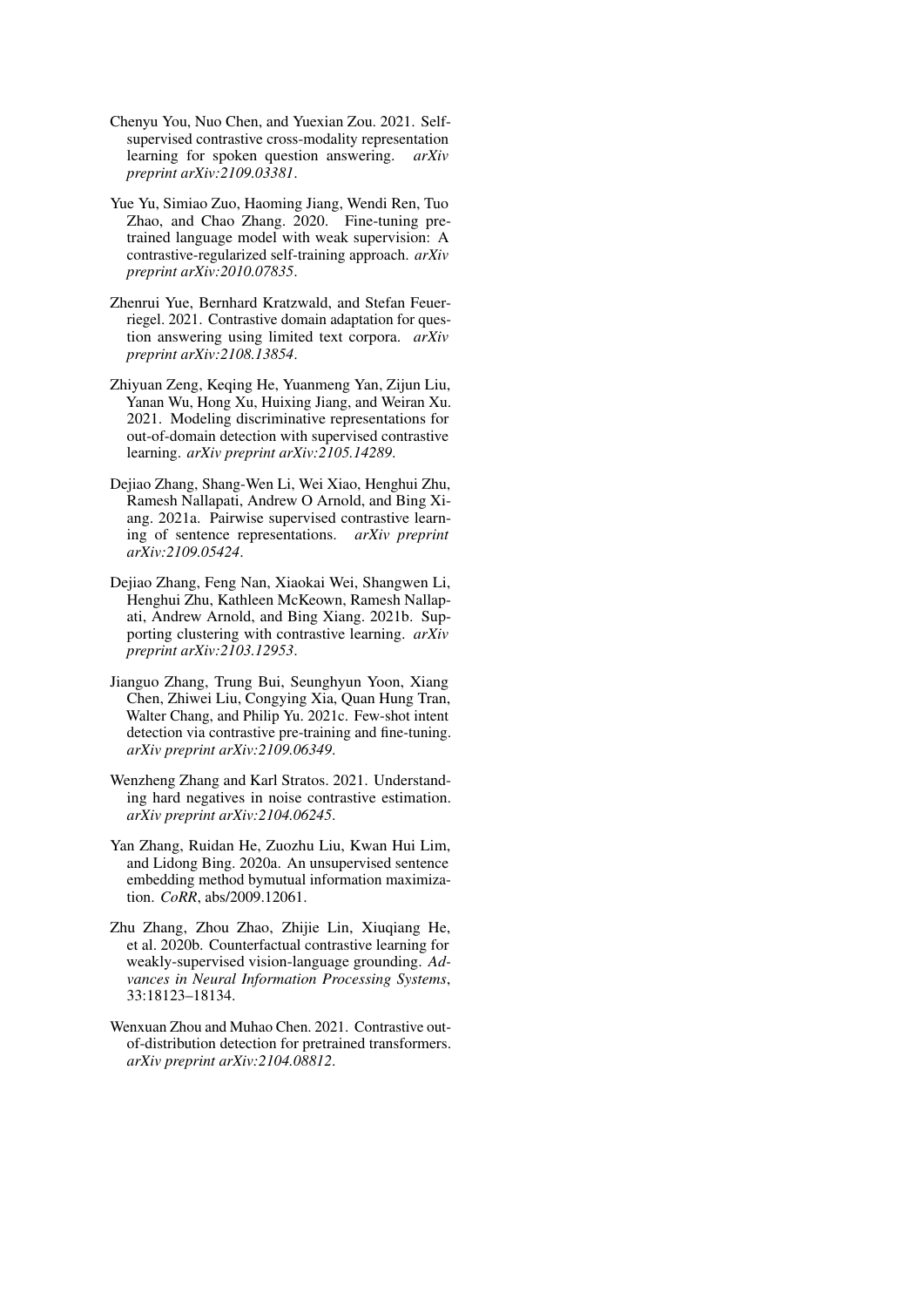Chenyu You, Nuo Chen, and Yuexian Zou. 2021. Self-supervised contrastive cross-modality representation learning for spoken question answering. *arXiv preprint arXiv:2109.03381*.

Yue Yu, Simiao Zuo, Haoming Jiang, Wendi Ren, Tuo Zhao, and Chao Zhang. 2020. Fine-tuning pre-trained language model with weak supervision: A contrastive-regularized self-training approach. *arXiv preprint arXiv:2010.07835*.

Zhenrui Yue, Bernhard Kratzwald, and Stefan Feuerriegel. 2021. Contrastive domain adaptation for question answering using limited text corpora. *arXiv preprint arXiv:2108.13854*.

Zhiyuan Zeng, Keqing He, Yuanmeng Yan, Zijun Liu, Yanan Wu, Hong Xu, Huixing Jiang, and Weiran Xu. 2021. Modeling discriminative representations for out-of-domain detection with supervised contrastive learning. *arXiv preprint arXiv:2105.14289*.

Dejiao Zhang, Shang-Wen Li, Wei Xiao, Henghui Zhu, Ramesh Nallapati, Andrew O Arnold, and Bing Xiang. 2021a. Pairwise supervised contrastive learning of sentence representations. *arXiv preprint arXiv:2109.05424*.

Dejiao Zhang, Feng Nan, Xiaokai Wei, Shangwen Li, Henghui Zhu, Kathleen McKeown, Ramesh Nallapati, Andrew Arnold, and Bing Xiang. 2021b. Supporting clustering with contrastive learning. *arXiv preprint arXiv:2103.12953*.

Jianguo Zhang, Trung Bui, Seunghyun Yoon, Xiang Chen, Zhiwei Liu, Congying Xia, Quan Hung Tran, Walter Chang, and Philip Yu. 2021c. Few-shot intent detection via contrastive pre-training and fine-tuning. *arXiv preprint arXiv:2109.06349*.

Wenzheng Zhang and Karl Stratos. 2021. Understanding hard negatives in noise contrastive estimation. *arXiv preprint arXiv:2104.06245*.

Yan Zhang, Ruidan He, Zuozhu Liu, Kwan Hui Lim, and Lidong Bing. 2020a. An unsupervised sentence embedding method bymutual information maximization. *CoRR*, abs/2009.12061.

Zhu Zhang, Zhou Zhao, Zhijie Lin, Xiuqiang He, et al. 2020b. Counterfactual contrastive learning for weakly-supervised vision-language grounding. *Advances in Neural Information Processing Systems*, 33:18123–18134.

Wenxuan Zhou and Muhao Chen. 2021. Contrastive out-of-distribution detection for pretrained transformers. *arXiv preprint arXiv:2104.08812*.